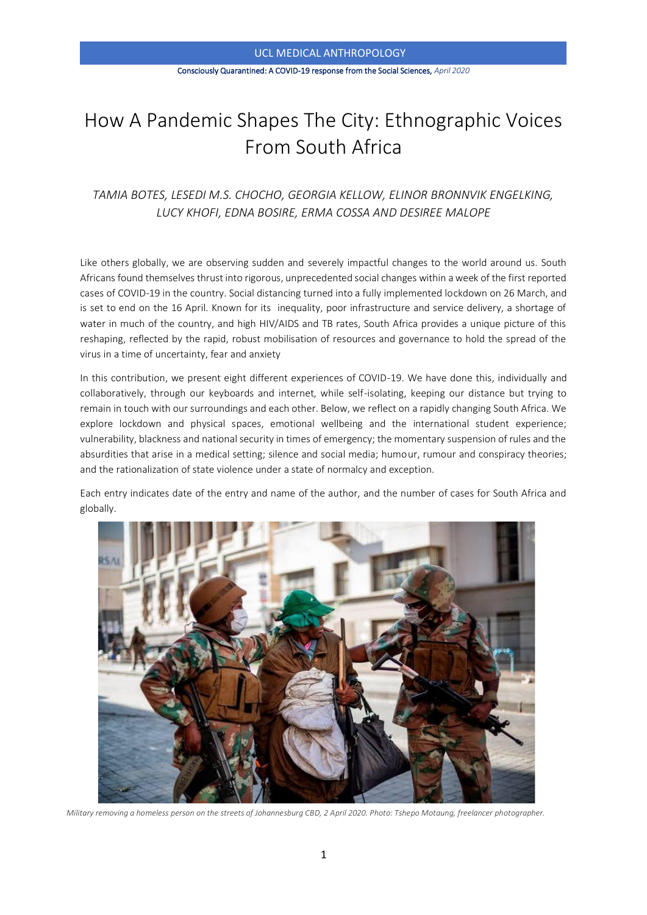# How A Pandemic Shapes The City: Ethnographic Voices From South Africa

*TAMIA BOTES, LESEDI M.S. CHOCHO, GEORGIA KELLOW, ELINOR BRONNVIK ENGELKING, LUCY KHOFI, EDNA BOSIRE, ERMA COSSA AND DESIREE MALOPE*

Like others globally, we are observing sudden and severely impactful changes to the world around us. South Africans found themselves thrust into rigorous, unprecedented social changes within a week of the first reported cases of COVID-19 in the country. Social distancing turned into a fully implemented lockdown on 26 March, and is set to end on the 16 April. Known for its inequality, poor infrastructure and service delivery, a shortage of water in much of the country, and high HIV/AIDS and TB rates, South Africa provides a unique picture of this reshaping, reflected by the rapid, robust mobilisation of resources and governance to hold the spread of the virus in a time of uncertainty, fear and anxiety

In this contribution, we present eight different experiences of COVID-19. We have done this, individually and collaboratively, through our keyboards and internet, while self-isolating, keeping our distance but trying to remain in touch with our surroundings and each other. Below, we reflect on a rapidly changing South Africa. We explore lockdown and physical spaces, emotional wellbeing and the international student experience; vulnerability, blackness and national security in times of emergency; the momentary suspension of rules and the absurdities that arise in a medical setting; silence and social media; humour, rumour and conspiracy theories; and the rationalization of state violence under a state of normalcy and exception.

Each entry indicates date of the entry and name of the author, and the number of cases for South Africa and globally.

*Military removing a homeless person on the streets of Johannesburg CBD, 2 April 2020. Photo: Tshepo Motaung, freelancer photographer.*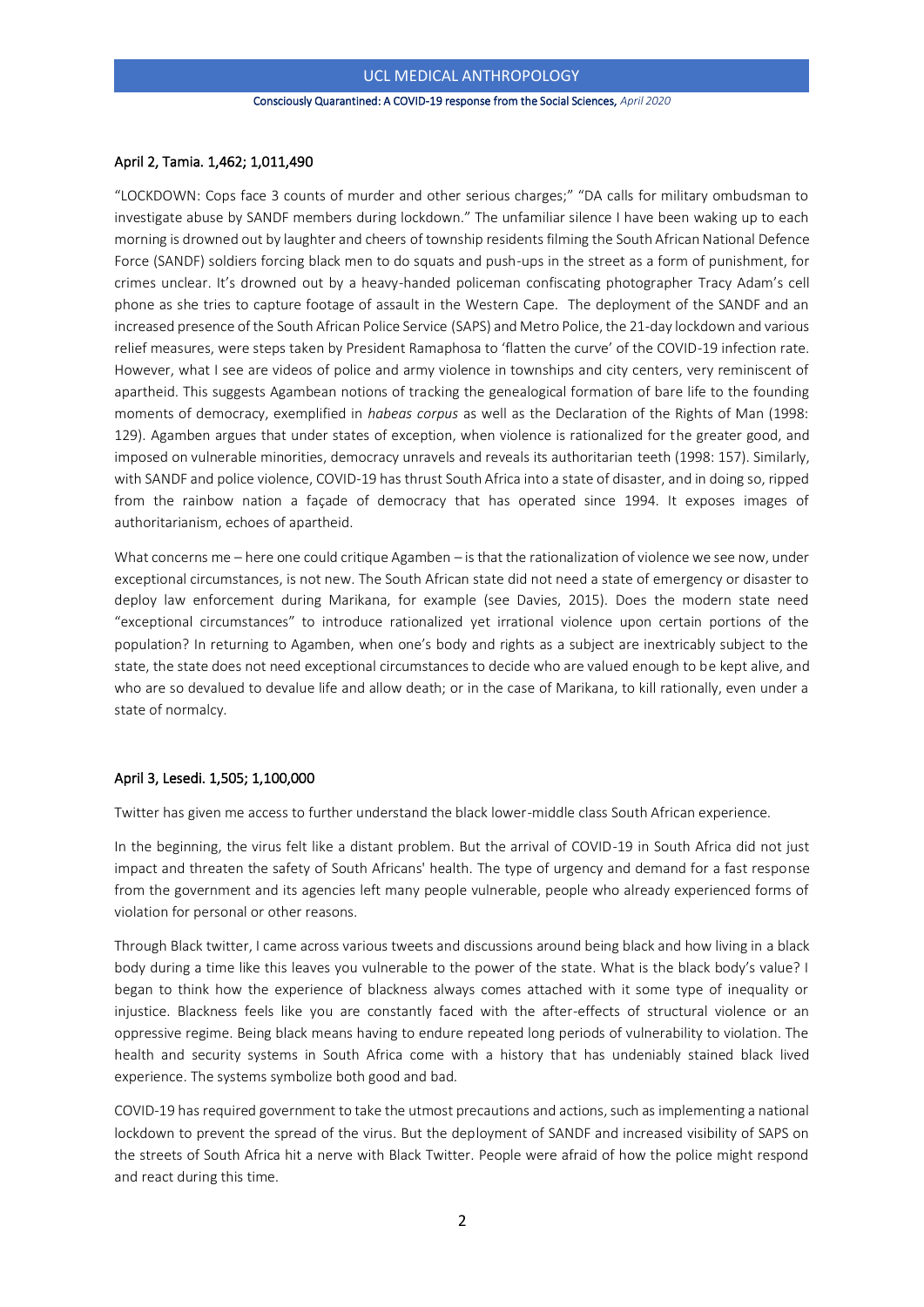### April 2, Tamia. 1,462; 1,011,490

"LOCKDOWN: Cops face 3 counts of murder and other serious charges;" "DA calls for military ombudsman to investigate abuse by SANDF members during lockdown." The unfamiliar silence I have been waking up to each morning is drowned out by laughter and cheers of township residents filming the South African National Defence Force (SANDF) soldiers forcing black men to do squats and push-ups in the street as a form of punishment, for crimes unclear. It's drowned out by a heavy-handed policeman confiscating photographer Tracy Adam's cell phone as she tries to capture footage of assault in the Western Cape. The deployment of the SANDF and an increased presence of the South African Police Service (SAPS) and Metro Police, the 21-day lockdown and various relief measures, were steps taken by President Ramaphosa to 'flatten the curve' of the COVID-19 infection rate. However, what I see are videos of police and army violence in townships and city centers, very reminiscent of apartheid. This suggests Agambean notions of tracking the genealogical formation of bare life to the founding moments of democracy, exemplified in *habeas corpus* as well as the Declaration of the Rights of Man (1998: 129). Agamben argues that under states of exception, when violence is rationalized for the greater good, and imposed on vulnerable minorities, democracy unravels and reveals its authoritarian teeth (1998: 157). Similarly, with SANDF and police violence, COVID-19 has thrust South Africa into a state of disaster, and in doing so, ripped from the rainbow nation a façade of democracy that has operated since 1994. It exposes images of authoritarianism, echoes of apartheid.

What concerns me – here one could critique Agamben – is that the rationalization of violence we see now, under exceptional circumstances, is not new. The South African state did not need a state of emergency or disaster to deploy law enforcement during Marikana, for example (see Davies, 2015). Does the modern state need "exceptional circumstances" to introduce rationalized yet irrational violence upon certain portions of the population? In returning to Agamben, when one's body and rights as a subject are inextricably subject to the state, the state does not need exceptional circumstances to decide who are valued enough to be kept alive, and who are so devalued to devalue life and allow death; or in the case of Marikana, to kill rationally, even under a state of normalcy.

### April 3, Lesedi. 1,505; 1,100,000

Twitter has given me access to further understand the black lower-middle class South African experience.

In the beginning, the virus felt like a distant problem. But the arrival of COVID-19 in South Africa did not just impact and threaten the safety of South Africans' health. The type of urgency and demand for a fast response from the government and its agencies left many people vulnerable, people who already experienced forms of violation for personal or other reasons.

Through Black twitter, I came across various tweets and discussions around being black and how living in a black body during a time like this leaves you vulnerable to the power of the state. What is the black body's value? I began to think how the experience of blackness always comes attached with it some type of inequality or injustice. Blackness feels like you are constantly faced with the after-effects of structural violence or an oppressive regime. Being black means having to endure repeated long periods of vulnerability to violation. The health and security systems in South Africa come with a history that has undeniably stained black lived experience. The systems symbolize both good and bad.

COVID-19 has required government to take the utmost precautions and actions, such as implementing a national lockdown to prevent the spread of the virus. But the deployment of SANDF and increased visibility of SAPS on the streets of South Africa hit a nerve with Black Twitter. People were afraid of how the police might respond and react during this time.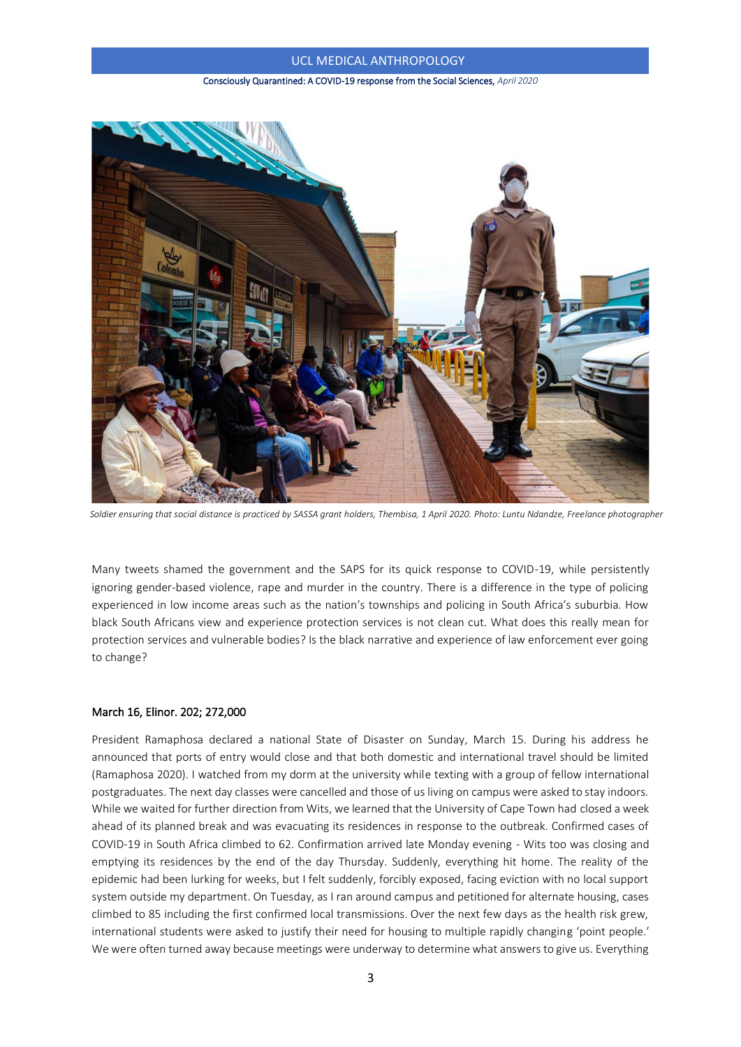Soldier ensuring that social distance is practiced by SASSA grant holders, Thembisa, 1 April 2020. Photo: Luntu Ndandze, Freelance photographer

Many tweets shamed the government and the SAPS for its quick response to COVID-19, while persistently ignoring gender-based violence, rape and murder in the country. There is a difference in the type of policing experienced in low income areas such as the nation's townships and policing in South Africa's suburbia. How black South Africans view and experience protection services is not clean cut. What does this really mean for protection services and vulnerable bodies? Is the black narrative and experience of law enforcement ever going to change?

### March 16, Elinor. 202; 272,000

President Ramaphosa declared a national State of Disaster on Sunday, March 15. During his address he announced that ports of entry would close and that both domestic and international travel should be limited (Ramaphosa 2020). I watched from my dorm at the university while texting with a group of fellow international postgraduates. The next day classes were cancelled and those of us living on campus were asked to stay indoors. While we waited for further direction from Wits, we learned that the University of Cape Town had closed a week ahead of its planned break and was evacuating its residences in response to the outbreak. Confirmed cases of COVID-19 in South Africa climbed to 62. Confirmation arrived late Monday evening - Wits too was closing and emptying its residences by the end of the day Thursday. Suddenly, everything hit home. The reality of the epidemic had been lurking for weeks, but I felt suddenly, forcibly exposed, facing eviction with no local support system outside my department. On Tuesday, as I ran around campus and petitioned for alternate housing, cases climbed to 85 including the first confirmed local transmissions. Over the next few days as the health risk grew, international students were asked to justify their need for housing to multiple rapidly changing 'point people.' We were often turned away because meetings were underway to determine what answers to give us. Everything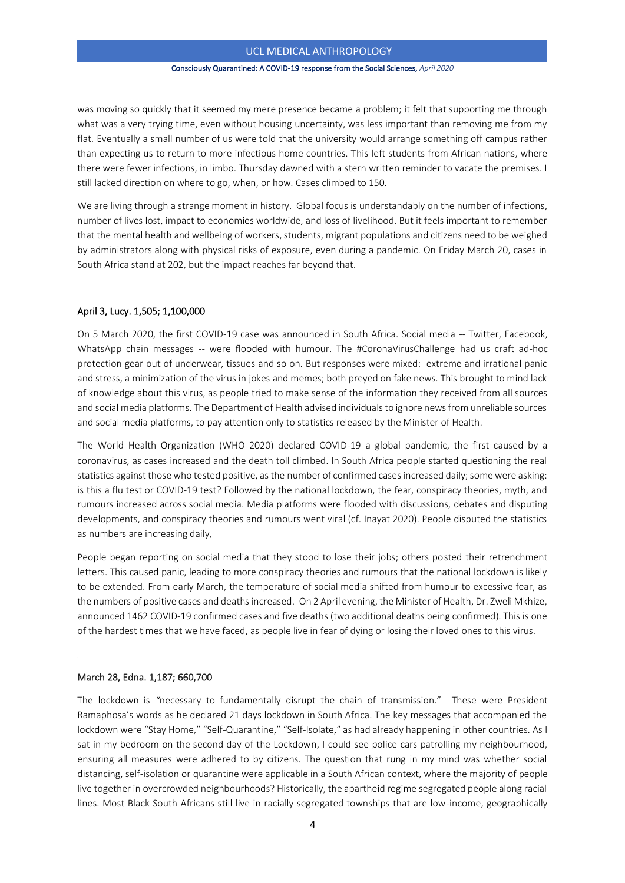was moving so quickly that it seemed my mere presence became a problem; it felt that supporting me through what was a very trying time, even without housing uncertainty, was less important than removing me from my flat. Eventually a small number of us were told that the university would arrange something off campus rather than expecting us to return to more infectious home countries. This left students from African nations, where there were fewer infections, in limbo. Thursday dawned with a stern written reminder to vacate the premises. I still lacked direction on where to go, when, or how. Cases climbed to 150.

We are living through a strange moment in history. Global focus is understandably on the number of infections, number of lives lost, impact to economies worldwide, and loss of livelihood. But it feels important to remember that the mental health and wellbeing of workers, students, migrant populations and citizens need to be weighed by administrators along with physical risks of exposure, even during a pandemic. On Friday March 20, cases in South Africa stand at 202, but the impact reaches far beyond that.

### April 3, Lucy. 1,505; 1,100,000

On 5 March 2020, the first COVID-19 case was announced in South Africa. Social media -- Twitter, Facebook, WhatsApp chain messages -- were flooded with humour. The #CoronaVirusChallenge had us craft ad-hoc protection gear out of underwear, tissues and so on. But responses were mixed: extreme and irrational panic and stress, a minimization of the virus in jokes and memes; both preyed on fake news. This brought to mind lack of knowledge about this virus, as people tried to make sense of the information they received from all sources and social media platforms. The Department of Health advised individuals to ignore news from unreliable sources and social media platforms, to pay attention only to statistics released by the Minister of Health.

The World Health Organization (WHO 2020) declared COVID-19 a global pandemic, the first caused by a coronavirus, as cases increased and the death toll climbed. In South Africa people started questioning the real statistics against those who tested positive, as the number of confirmed cases increased daily; some were asking: is this a flu test or COVID-19 test? Followed by the national lockdown, the fear, conspiracy theories, myth, and rumours increased across social media. Media platforms were flooded with discussions, debates and disputing developments, and conspiracy theories and rumours went viral (cf. Inayat 2020). People disputed the statistics as numbers are increasing daily,

People began reporting on social media that they stood to lose their jobs; others posted their retrenchment letters. This caused panic, leading to more conspiracy theories and rumours that the national lockdown is likely to be extended. From early March, the temperature of social media shifted from humour to excessive fear, as the numbers of positive cases and deaths increased. On 2 April evening, the Minister of Health, Dr. Zweli Mkhize, announced 1462 COVID-19 confirmed cases and five deaths (two additional deaths being confirmed). This is one of the hardest times that we have faced, as people live in fear of dying or losing their loved ones to this virus.

### March 28, Edna. 1,187; 660,700

The lockdown is *"*necessary to fundamentally disrupt the chain of transmission." These were President Ramaphosa's words as he declared 21 days lockdown in South Africa. The key messages that accompanied the lockdown were "Stay Home," "Self-Quarantine," "Self-Isolate," as had already happening in other countries. As I sat in my bedroom on the second day of the Lockdown, I could see police cars patrolling my neighbourhood, ensuring all measures were adhered to by citizens. The question that rung in my mind was whether social distancing, self-isolation or quarantine were applicable in a South African context, where the majority of people live together in overcrowded neighbourhoods? Historically, the apartheid regime segregated people along racial lines. Most Black South Africans still live in racially segregated townships that are low-income, geographically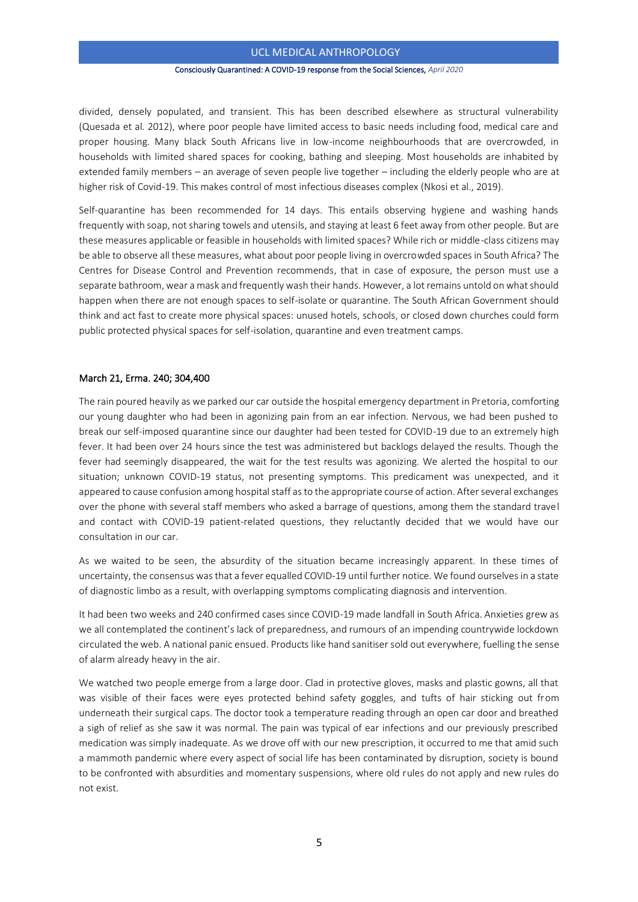divided, densely populated, and transient. This has been described elsewhere as structural vulnerability (Quesada et al. 2012), where poor people have limited access to basic needs including food, medical care and proper housing. Many black South Africans live in low-income neighbourhoods that are overcrowded, in households with limited shared spaces for cooking, bathing and sleeping. Most households are inhabited by extended family members – an average of seven people live together – including the elderly people who are at higher risk of Covid-19. This makes control of most infectious diseases complex (Nkosi et al., 2019).

Self-quarantine has been recommended for 14 days. This entails observing hygiene and washing hands frequently with soap, not sharing towels and utensils, and staying at least 6 feet away from other people. But are these measures applicable or feasible in households with limited spaces? While rich or middle-class citizens may be able to observe all these measures, what about poor people living in overcrowded spaces in South Africa? The Centres for Disease Control and Prevention recommends, that in case of exposure, the person must use a separate bathroom, wear a mask and frequently wash their hands. However, a lot remains untold on what should happen when there are not enough spaces to self-isolate or quarantine. The South African Government should think and act fast to create more physical spaces: unused hotels, schools, or closed down churches could form public protected physical spaces for self-isolation, quarantine and even treatment camps.

### March 21, Erma. 240; 304,400

The rain poured heavily as we parked our car outside the hospital emergency department in Pretoria, comforting our young daughter who had been in agonizing pain from an ear infection. Nervous, we had been pushed to break our self-imposed quarantine since our daughter had been tested for COVID-19 due to an extremely high fever. It had been over 24 hours since the test was administered but backlogs delayed the results. Though the fever had seemingly disappeared, the wait for the test results was agonizing. We alerted the hospital to our situation; unknown COVID-19 status, not presenting symptoms. This predicament was unexpected, and it appeared to cause confusion among hospital staff as to the appropriate course of action. After several exchanges over the phone with several staff members who asked a barrage of questions, among them the standard travel and contact with COVID-19 patient-related questions, they reluctantly decided that we would have our consultation in our car.

As we waited to be seen, the absurdity of the situation became increasingly apparent. In these times of uncertainty, the consensus was that a fever equalled COVID-19 until further notice. We found ourselves in a state of diagnostic limbo as a result, with overlapping symptoms complicating diagnosis and intervention.

It had been two weeks and 240 confirmed cases since COVID-19 made landfall in South Africa. Anxieties grew as we all contemplated the continent's lack of preparedness, and rumours of an impending countrywide lockdown circulated the web. A national panic ensued. Products like hand sanitiser sold out everywhere, fuelling the sense of alarm already heavy in the air.

We watched two people emerge from a large door. Clad in protective gloves, masks and plastic gowns, all that was visible of their faces were eyes protected behind safety goggles, and tufts of hair sticking out from underneath their surgical caps. The doctor took a temperature reading through an open car door and breathed a sigh of relief as she saw it was normal. The pain was typical of ear infections and our previously prescribed medication was simply inadequate. As we drove off with our new prescription, it occurred to me that amid such a mammoth pandemic where every aspect of social life has been contaminated by disruption, society is bound to be confronted with absurdities and momentary suspensions, where old rules do not apply and new rules do not exist.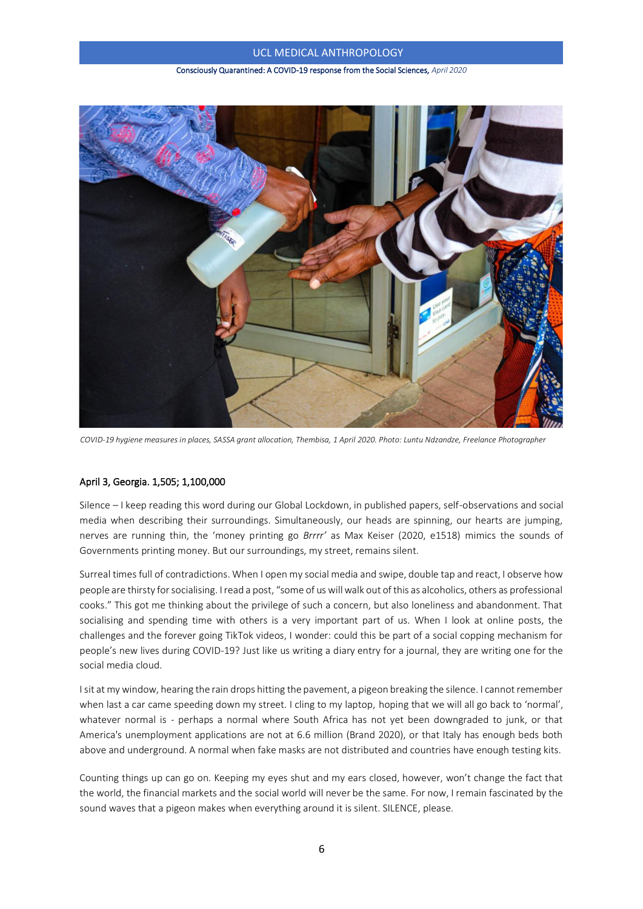COVID-19 hygiene measures in places, SASSA grant allocation, Thembisa, 1 April 2020. Photo: Luntu Ndzandze, Freelance Photographer

### April 3, Georgia. 1,505; 1,100,000

Silence – I keep reading this word during our Global Lockdown, in published papers, self-observations and social media when describing their surroundings. Simultaneously, our heads are spinning, our hearts are jumping, nerves are running thin, the 'money printing go *Brrrr'* as Max Keiser (2020, e1518) mimics the sounds of Governments printing money. But our surroundings, my street, remains silent.

Surreal times full of contradictions. When I open my social media and swipe, double tap and react, I observe how people are thirsty for socialising. I read a post, "some of us will walk out of this as alcoholics, others as professional cooks." This got me thinking about the privilege of such a concern, but also loneliness and abandonment. That socialising and spending time with others is a very important part of us. When I look at online posts, the challenges and the forever going TikTok videos, I wonder: could this be part of a social copping mechanism for people's new lives during COVID-19? Just like us writing a diary entry for a journal, they are writing one for the social media cloud.

I sit at my window, hearing the rain drops hitting the pavement, a pigeon breaking the silence. I cannot remember when last a car came speeding down my street. I cling to my laptop, hoping that we will all go back to 'normal', whatever normal is - perhaps a normal where South Africa has not yet been downgraded to junk, or that America's unemployment applications are not at 6.6 million (Brand 2020), or that Italy has enough beds both above and underground. A normal when fake masks are not distributed and countries have enough testing kits.

Counting things up can go on. Keeping my eyes shut and my ears closed, however, won't change the fact that the world, the financial markets and the social world will never be the same. For now, I remain fascinated by the sound waves that a pigeon makes when everything around it is silent. SILENCE, please.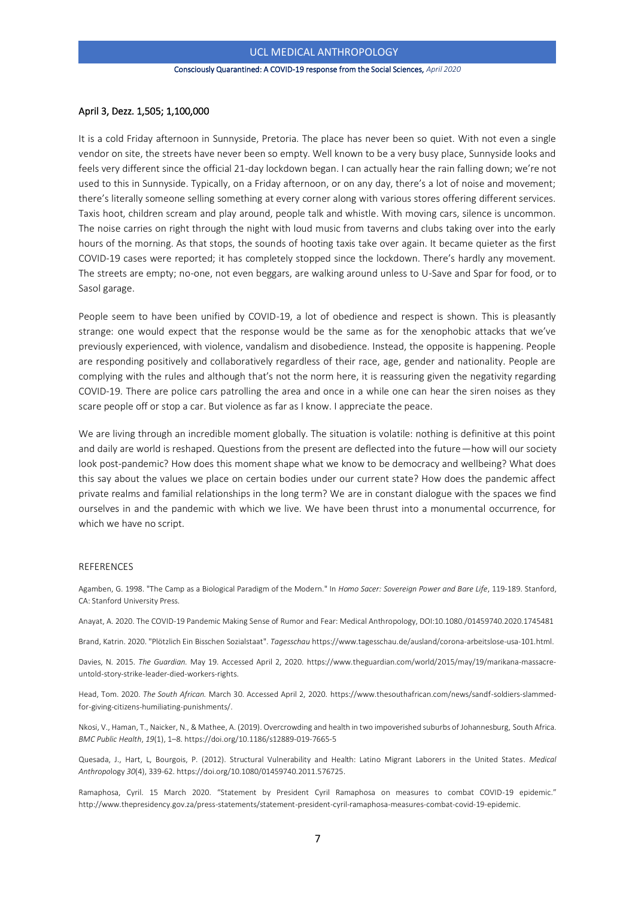### April 3, Dezz. 1,505; 1,100,000

It is a cold Friday afternoon in Sunnyside, Pretoria. The place has never been so quiet. With not even a single vendor on site, the streets have never been so empty. Well known to be a very busy place, Sunnyside looks and feels very different since the official 21-day lockdown began. I can actually hear the rain falling down; we're not used to this in Sunnyside. Typically, on a Friday afternoon, or on any day, there's a lot of noise and movement; there's literally someone selling something at every corner along with various stores offering different services. Taxis hoot, children scream and play around, people talk and whistle. With moving cars, silence is uncommon. The noise carries on right through the night with loud music from taverns and clubs taking over into the early hours of the morning. As that stops, the sounds of hooting taxis take over again. It became quieter as the first COVID-19 cases were reported; it has completely stopped since the lockdown. There's hardly any movement. The streets are empty; no-one, not even beggars, are walking around unless to U-Save and Spar for food, or to Sasol garage.

People seem to have been unified by COVID-19, a lot of obedience and respect is shown. This is pleasantly strange: one would expect that the response would be the same as for the xenophobic attacks that we've previously experienced, with violence, vandalism and disobedience. Instead, the opposite is happening. People are responding positively and collaboratively regardless of their race, age, gender and nationality. People are complying with the rules and although that's not the norm here, it is reassuring given the negativity regarding COVID-19. There are police cars patrolling the area and once in a while one can hear the siren noises as they scare people off or stop a car. But violence as far as I know. I appreciate the peace.

We are living through an incredible moment globally. The situation is volatile: nothing is definitive at this point and daily are world is reshaped. Questions from the present are deflected into the future—how will our society look post-pandemic? How does this moment shape what we know to be democracy and wellbeing? What does this say about the values we place on certain bodies under our current state? How does the pandemic affect private realms and familial relationships in the long term? We are in constant dialogue with the spaces we find ourselves in and the pandemic with which we live. We have been thrust into a monumental occurrence, for which we have no script.

## REFERENCES

Agamben, G. 1998. "The Camp as a Biological Paradigm of the Modern." In *Homo Sacer: Sovereign Power and Bare Life*, 119-189. Stanford, CA: Stanford University Press.

Anayat, A. 2020. The COVID-19 Pandemic Making Sense of Rumor and Fear: Medical Anthropology, DOI:10.1080./01459740.2020.1745481

Brand, Katrin. 2020. "Plötzlich Ein Bisschen Sozialstaat". *Tagesschau* https://www.tagesschau.de/ausland/corona-arbeitslose-usa-101.html.

Davies, N. 2015. *The Guardian.* May 19. Accessed April 2, 2020. https://www.theguardian.com/world/2015/may/19/marikana-massacre-untold-story-strike-leader-died-workers-rights.

Head, Tom. 2020. *The South African.* March 30. Accessed April 2, 2020. https://www.thesouthafrican.com/news/sandf-soldiers-slammed-for-giving-citizens-humiliating-punishments/.

Nkosi, V., Haman, T., Naicker, N., & Mathee, A. (2019). Overcrowding and health in two impoverished suburbs of Johannesburg, South Africa. *BMC Public Health*, *19*(1), 1–8. https://doi.org/10.1186/s12889-019-7665-5

Quesada, J., Hart, L, Bourgois, P. (2012). Structural Vulnerability and Health: Latino Migrant Laborers in the United States. *Medical Anthropology 30*(4), 339-62. https://doi.org/10.1080/01459740.2011.576725.

Ramaphosa, Cyril. 15 March 2020. "Statement by President Cyril Ramaphosa on measures to combat COVID-19 epidemic." http://www.thepresidency.gov.za/press-statements/statement-president-cyril-ramaphosa-measures-combat-covid-19-epidemic.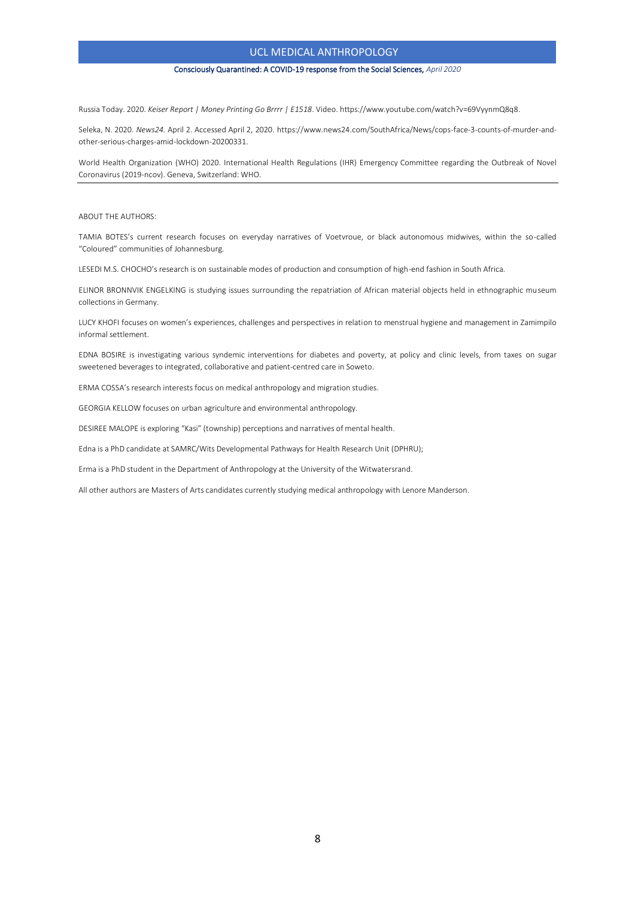Russia Today. 2020. *Keiser Report | Money Printing Go Brrrr | E1518*. Video. https://www.youtube.com/watch?v=69VyynmQ8q8.

Seleka, N. 2020. *News24*. April 2. Accessed April 2, 2020. https://www.news24.com/SouthAfrica/News/cops-face-3-counts-of-murder-and-other-serious-charges-amid-lockdown-20200331.

World Health Organization (WHO) 2020. International Health Regulations (IHR) Emergency Committee regarding the Outbreak of Novel Coronavirus (2019-ncov). Geneva, Switzerland: WHO.

---

ABOUT THE AUTHORS:

TAMIA BOTES's current research focuses on everyday narratives of Voetvroue, or black autonomous midwives, within the so-called "Coloured" communities of Johannesburg.

LESEDI M.S. CHOCHO's research is on sustainable modes of production and consumption of high-end fashion in South Africa.

ELINOR BRONNVIK ENGELKING is studying issues surrounding the repatriation of African material objects held in ethnographic museum collections in Germany.

LUCY KHOFI focuses on women's experiences, challenges and perspectives in relation to menstrual hygiene and management in Zamimpilo informal settlement.

EDNA BOSIRE is investigating various syndemic interventions for diabetes and poverty, at policy and clinic levels, from taxes on sugar sweetened beverages to integrated, collaborative and patient-centred care in Soweto.

ERMA COSSA's research interests focus on medical anthropology and migration studies.

GEORGIA KELLOW focuses on urban agriculture and environmental anthropology.

DESIREE MALOPE is exploring "Kasi" (township) perceptions and narratives of mental health.

Edna is a PhD candidate at SAMRC/Wits Developmental Pathways for Health Research Unit (DPHRU);

Erma is a PhD student in the Department of Anthropology at the University of the Witwatersrand.

All other authors are Masters of Arts candidates currently studying medical anthropology with Lenore Manderson.